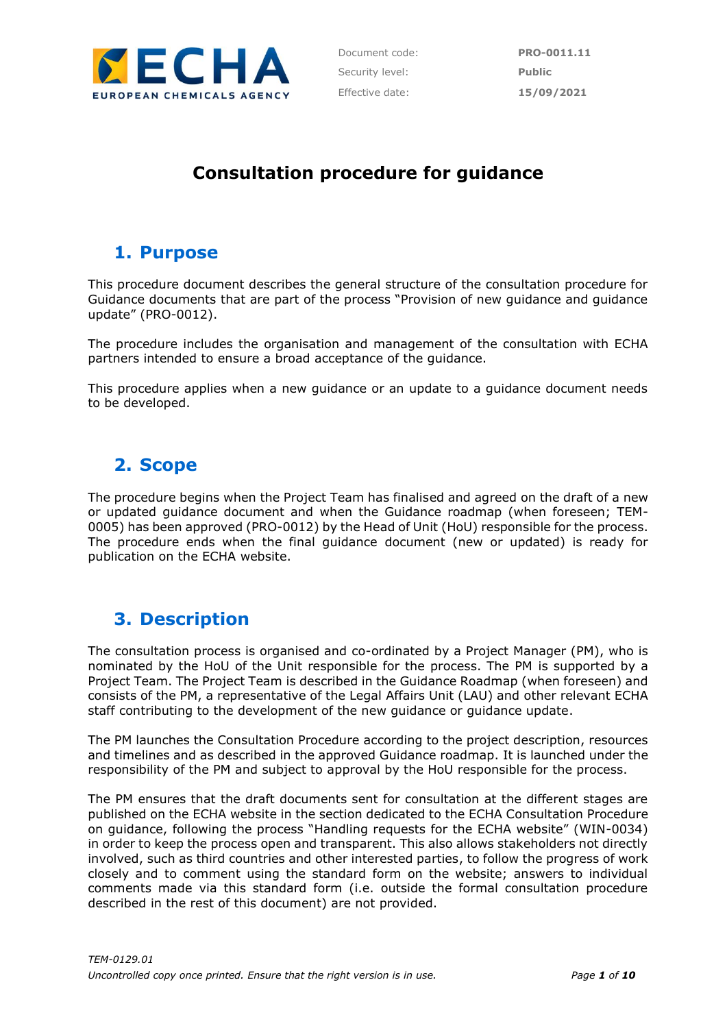| Document code: | PRO-0011.11 |
|---|---|
| Security level: | Public |
| Effective date: | 15/09/2021 |

# Consultation procedure for guidance

## 1. Purpose

This procedure document describes the general structure of the consultation procedure for Guidance documents that are part of the process "Provision of new guidance and guidance update" (PRO-0012).

The procedure includes the organisation and management of the consultation with ECHA partners intended to ensure a broad acceptance of the guidance.

This procedure applies when a new guidance or an update to a guidance document needs to be developed.

## 2. Scope

The procedure begins when the Project Team has finalised and agreed on the draft of a new or updated guidance document and when the Guidance roadmap (when foreseen; TEM-0005) has been approved (PRO-0012) by the Head of Unit (HoU) responsible for the process. The procedure ends when the final guidance document (new or updated) is ready for publication on the ECHA website.

## 3. Description

The consultation process is organised and co-ordinated by a Project Manager (PM), who is nominated by the HoU of the Unit responsible for the process. The PM is supported by a Project Team. The Project Team is described in the Guidance Roadmap (when foreseen) and consists of the PM, a representative of the Legal Affairs Unit (LAU) and other relevant ECHA staff contributing to the development of the new guidance or guidance update.

The PM launches the Consultation Procedure according to the project description, resources and timelines and as described in the approved Guidance roadmap. It is launched under the responsibility of the PM and subject to approval by the HoU responsible for the process.

The PM ensures that the draft documents sent for consultation at the different stages are published on the ECHA website in the section dedicated to the ECHA Consultation Procedure on guidance, following the process "Handling requests for the ECHA website" (WIN-0034) in order to keep the process open and transparent. This also allows stakeholders not directly involved, such as third countries and other interested parties, to follow the progress of work closely and to comment using the standard form on the website; answers to individual comments made via this standard form (i.e. outside the formal consultation procedure described in the rest of this document) are not provided.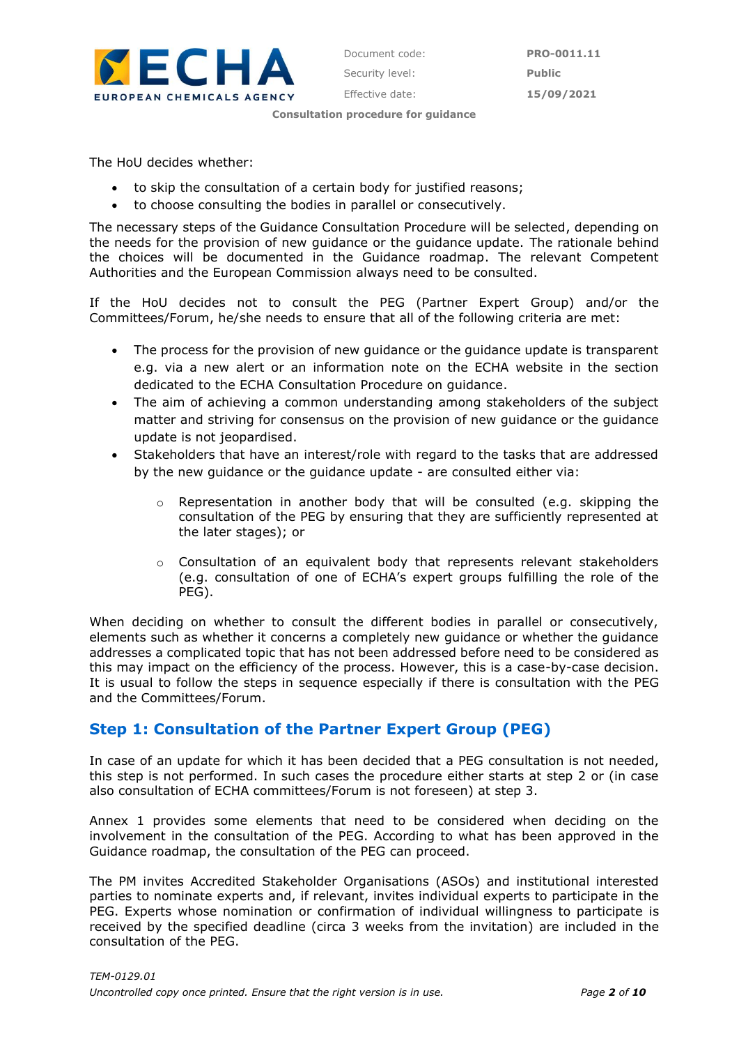The HoU decides whether:

- to skip the consultation of a certain body for justified reasons;
- to choose consulting the bodies in parallel or consecutively.

The necessary steps of the Guidance Consultation Procedure will be selected, depending on the needs for the provision of new guidance or the guidance update. The rationale behind the choices will be documented in the Guidance roadmap. The relevant Competent Authorities and the European Commission always need to be consulted.

If the HoU decides not to consult the PEG (Partner Expert Group) and/or the Committees/Forum, he/she needs to ensure that all of the following criteria are met:

- The process for the provision of new guidance or the guidance update is transparent e.g. via a new alert or an information note on the ECHA website in the section dedicated to the ECHA Consultation Procedure on guidance.
- The aim of achieving a common understanding among stakeholders of the subject matter and striving for consensus on the provision of new guidance or the guidance update is not jeopardised.
- Stakeholders that have an interest/role with regard to the tasks that are addressed by the new guidance or the guidance update - are consulted either via:
  - Representation in another body that will be consulted (e.g. skipping the consultation of the PEG by ensuring that they are sufficiently represented at the later stages); or
  - Consultation of an equivalent body that represents relevant stakeholders (e.g. consultation of one of ECHA's expert groups fulfilling the role of the PEG).

When deciding on whether to consult the different bodies in parallel or consecutively, elements such as whether it concerns a completely new guidance or whether the guidance addresses a complicated topic that has not been addressed before need to be considered as this may impact on the efficiency of the process. However, this is a case-by-case decision. It is usual to follow the steps in sequence especially if there is consultation with the PEG and the Committees/Forum.

## Step 1: Consultation of the Partner Expert Group (PEG)

In case of an update for which it has been decided that a PEG consultation is not needed, this step is not performed. In such cases the procedure either starts at step 2 or (in case also consultation of ECHA committees/Forum is not foreseen) at step 3.

Annex 1 provides some elements that need to be considered when deciding on the involvement in the consultation of the PEG. According to what has been approved in the Guidance roadmap, the consultation of the PEG can proceed.

The PM invites Accredited Stakeholder Organisations (ASOs) and institutional interested parties to nominate experts and, if relevant, invites individual experts to participate in the PEG. Experts whose nomination or confirmation of individual willingness to participate is received by the specified deadline (circa 3 weeks from the invitation) are included in the consultation of the PEG.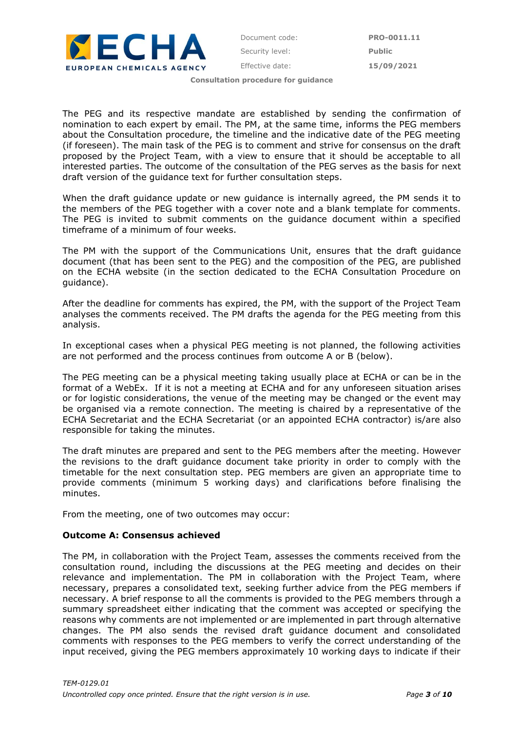The PEG and its respective mandate are established by sending the confirmation of nomination to each expert by email. The PM, at the same time, informs the PEG members about the Consultation procedure, the timeline and the indicative date of the PEG meeting (if foreseen). The main task of the PEG is to comment and strive for consensus on the draft proposed by the Project Team, with a view to ensure that it should be acceptable to all interested parties. The outcome of the consultation of the PEG serves as the basis for next draft version of the guidance text for further consultation steps.

When the draft guidance update or new guidance is internally agreed, the PM sends it to the members of the PEG together with a cover note and a blank template for comments. The PEG is invited to submit comments on the guidance document within a specified timeframe of a minimum of four weeks.

The PM with the support of the Communications Unit, ensures that the draft guidance document (that has been sent to the PEG) and the composition of the PEG, are published on the ECHA website (in the section dedicated to the ECHA Consultation Procedure on guidance).

After the deadline for comments has expired, the PM, with the support of the Project Team analyses the comments received. The PM drafts the agenda for the PEG meeting from this analysis.

In exceptional cases when a physical PEG meeting is not planned, the following activities are not performed and the process continues from outcome A or B (below).

The PEG meeting can be a physical meeting taking usually place at ECHA or can be in the format of a WebEx. If it is not a meeting at ECHA and for any unforeseen situation arises or for logistic considerations, the venue of the meeting may be changed or the event may be organised via a remote connection. The meeting is chaired by a representative of the ECHA Secretariat and the ECHA Secretariat (or an appointed ECHA contractor) is/are also responsible for taking the minutes.

The draft minutes are prepared and sent to the PEG members after the meeting. However the revisions to the draft guidance document take priority in order to comply with the timetable for the next consultation step. PEG members are given an appropriate time to provide comments (minimum 5 working days) and clarifications before finalising the minutes.

From the meeting, one of two outcomes may occur:

**Outcome A: Consensus achieved**

The PM, in collaboration with the Project Team, assesses the comments received from the consultation round, including the discussions at the PEG meeting and decides on their relevance and implementation. The PM in collaboration with the Project Team, where necessary, prepares a consolidated text, seeking further advice from the PEG members if necessary. A brief response to all the comments is provided to the PEG members through a summary spreadsheet either indicating that the comment was accepted or specifying the reasons why comments are not implemented or are implemented in part through alternative changes. The PM also sends the revised draft guidance document and consolidated comments with responses to the PEG members to verify the correct understanding of the input received, giving the PEG members approximately 10 working days to indicate if their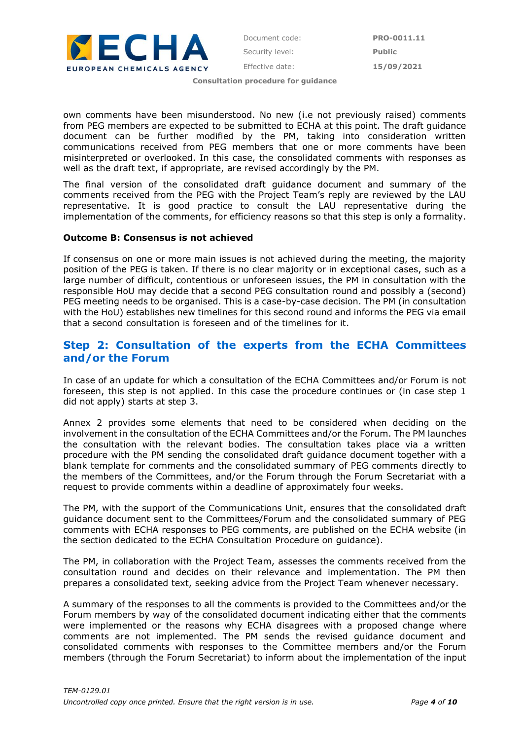own comments have been misunderstood. No new (i.e not previously raised) comments from PEG members are expected to be submitted to ECHA at this point. The draft guidance document can be further modified by the PM, taking into consideration written communications received from PEG members that one or more comments have been misinterpreted or overlooked. In this case, the consolidated comments with responses as well as the draft text, if appropriate, are revised accordingly by the PM.

The final version of the consolidated draft guidance document and summary of the comments received from the PEG with the Project Team's reply are reviewed by the LAU representative. It is good practice to consult the LAU representative during the implementation of the comments, for efficiency reasons so that this step is only a formality.

**Outcome B: Consensus is not achieved**

If consensus on one or more main issues is not achieved during the meeting, the majority position of the PEG is taken. If there is no clear majority or in exceptional cases, such as a large number of difficult, contentious or unforeseen issues, the PM in consultation with the responsible HoU may decide that a second PEG consultation round and possibly a (second) PEG meeting needs to be organised. This is a case-by-case decision. The PM (in consultation with the HoU) establishes new timelines for this second round and informs the PEG via email that a second consultation is foreseen and of the timelines for it.

## Step 2: Consultation of the experts from the ECHA Committees and/or the Forum

In case of an update for which a consultation of the ECHA Committees and/or Forum is not foreseen, this step is not applied. In this case the procedure continues or (in case step 1 did not apply) starts at step 3.

Annex 2 provides some elements that need to be considered when deciding on the involvement in the consultation of the ECHA Committees and/or the Forum. The PM launches the consultation with the relevant bodies. The consultation takes place via a written procedure with the PM sending the consolidated draft guidance document together with a blank template for comments and the consolidated summary of PEG comments directly to the members of the Committees, and/or the Forum through the Forum Secretariat with a request to provide comments within a deadline of approximately four weeks.

The PM, with the support of the Communications Unit, ensures that the consolidated draft guidance document sent to the Committees/Forum and the consolidated summary of PEG comments with ECHA responses to PEG comments, are published on the ECHA website (in the section dedicated to the ECHA Consultation Procedure on guidance).

The PM, in collaboration with the Project Team, assesses the comments received from the consultation round and decides on their relevance and implementation. The PM then prepares a consolidated text, seeking advice from the Project Team whenever necessary.

A summary of the responses to all the comments is provided to the Committees and/or the Forum members by way of the consolidated document indicating either that the comments were implemented or the reasons why ECHA disagrees with a proposed change where comments are not implemented. The PM sends the revised guidance document and consolidated comments with responses to the Committee members and/or the Forum members (through the Forum Secretariat) to inform about the implementation of the input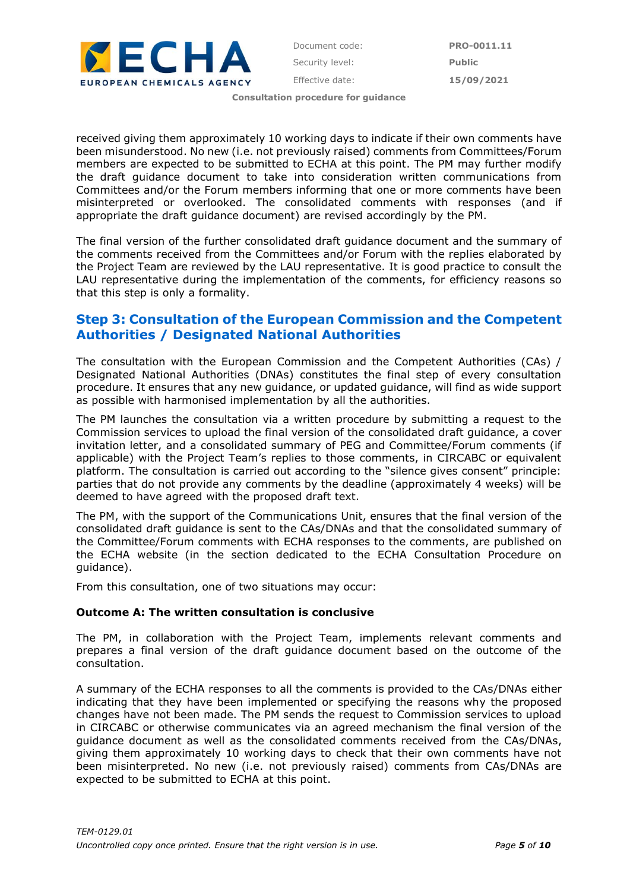received giving them approximately 10 working days to indicate if their own comments have been misunderstood. No new (i.e. not previously raised) comments from Committees/Forum members are expected to be submitted to ECHA at this point. The PM may further modify the draft guidance document to take into consideration written communications from Committees and/or the Forum members informing that one or more comments have been misinterpreted or overlooked. The consolidated comments with responses (and if appropriate the draft guidance document) are revised accordingly by the PM.

The final version of the further consolidated draft guidance document and the summary of the comments received from the Committees and/or Forum with the replies elaborated by the Project Team are reviewed by the LAU representative. It is good practice to consult the LAU representative during the implementation of the comments, for efficiency reasons so that this step is only a formality.

## Step 3: Consultation of the European Commission and the Competent Authorities / Designated National Authorities

The consultation with the European Commission and the Competent Authorities (CAs) / Designated National Authorities (DNAs) constitutes the final step of every consultation procedure. It ensures that any new guidance, or updated guidance, will find as wide support as possible with harmonised implementation by all the authorities.

The PM launches the consultation via a written procedure by submitting a request to the Commission services to upload the final version of the consolidated draft guidance, a cover invitation letter, and a consolidated summary of PEG and Committee/Forum comments (if applicable) with the Project Team's replies to those comments, in CIRCABC or equivalent platform. The consultation is carried out according to the "silence gives consent" principle: parties that do not provide any comments by the deadline (approximately 4 weeks) will be deemed to have agreed with the proposed draft text.

The PM, with the support of the Communications Unit, ensures that the final version of the consolidated draft guidance is sent to the CAs/DNAs and that the consolidated summary of the Committee/Forum comments with ECHA responses to the comments, are published on the ECHA website (in the section dedicated to the ECHA Consultation Procedure on guidance).

From this consultation, one of two situations may occur:

**Outcome A: The written consultation is conclusive**

The PM, in collaboration with the Project Team, implements relevant comments and prepares a final version of the draft guidance document based on the outcome of the consultation.

A summary of the ECHA responses to all the comments is provided to the CAs/DNAs either indicating that they have been implemented or specifying the reasons why the proposed changes have not been made. The PM sends the request to Commission services to upload in CIRCABC or otherwise communicates via an agreed mechanism the final version of the guidance document as well as the consolidated comments received from the CAs/DNAs, giving them approximately 10 working days to check that their own comments have not been misinterpreted. No new (i.e. not previously raised) comments from CAs/DNAs are expected to be submitted to ECHA at this point.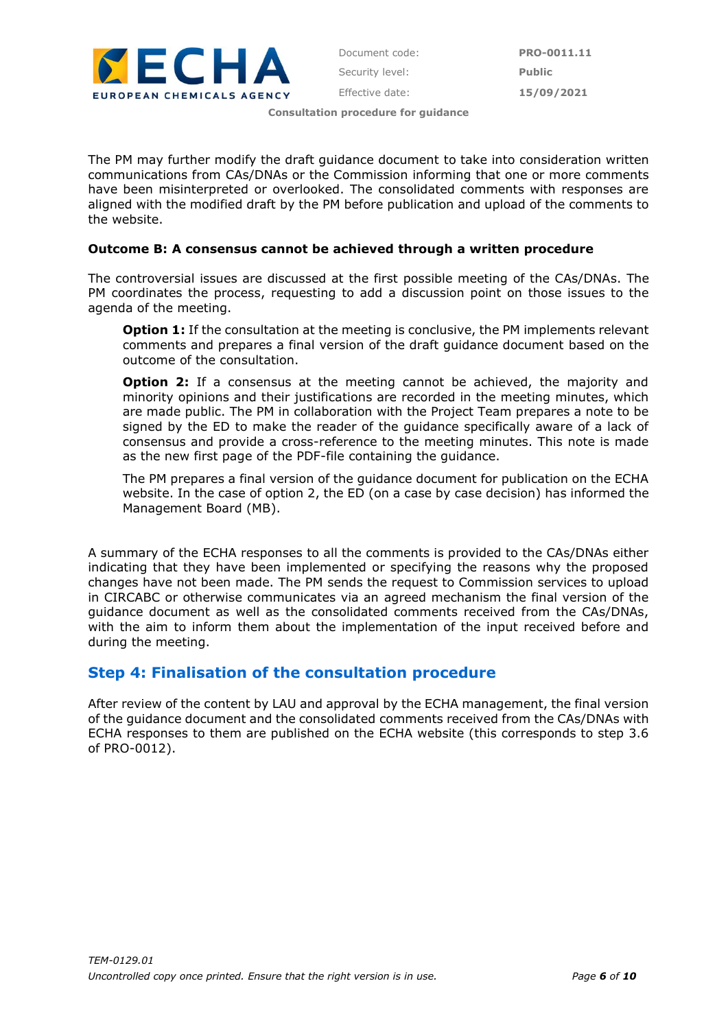The PM may further modify the draft guidance document to take into consideration written communications from CAs/DNAs or the Commission informing that one or more comments have been misinterpreted or overlooked. The consolidated comments with responses are aligned with the modified draft by the PM before publication and upload of the comments to the website.

**Outcome B: A consensus cannot be achieved through a written procedure**

The controversial issues are discussed at the first possible meeting of the CAs/DNAs. The PM coordinates the process, requesting to add a discussion point on those issues to the agenda of the meeting.

> **Option 1:** If the consultation at the meeting is conclusive, the PM implements relevant comments and prepares a final version of the draft guidance document based on the outcome of the consultation.
>
> **Option 2:** If a consensus at the meeting cannot be achieved, the majority and minority opinions and their justifications are recorded in the meeting minutes, which are made public. The PM in collaboration with the Project Team prepares a note to be signed by the ED to make the reader of the guidance specifically aware of a lack of consensus and provide a cross-reference to the meeting minutes. This note is made as the new first page of the PDF-file containing the guidance.
>
> The PM prepares a final version of the guidance document for publication on the ECHA website. In the case of option 2, the ED (on a case by case decision) has informed the Management Board (MB).

A summary of the ECHA responses to all the comments is provided to the CAs/DNAs either indicating that they have been implemented or specifying the reasons why the proposed changes have not been made. The PM sends the request to Commission services to upload in CIRCABC or otherwise communicates via an agreed mechanism the final version of the guidance document as well as the consolidated comments received from the CAs/DNAs, with the aim to inform them about the implementation of the input received before and during the meeting.

## Step 4: Finalisation of the consultation procedure

After review of the content by LAU and approval by the ECHA management, the final version of the guidance document and the consolidated comments received from the CAs/DNAs with ECHA responses to them are published on the ECHA website (this corresponds to step 3.6 of PRO-0012).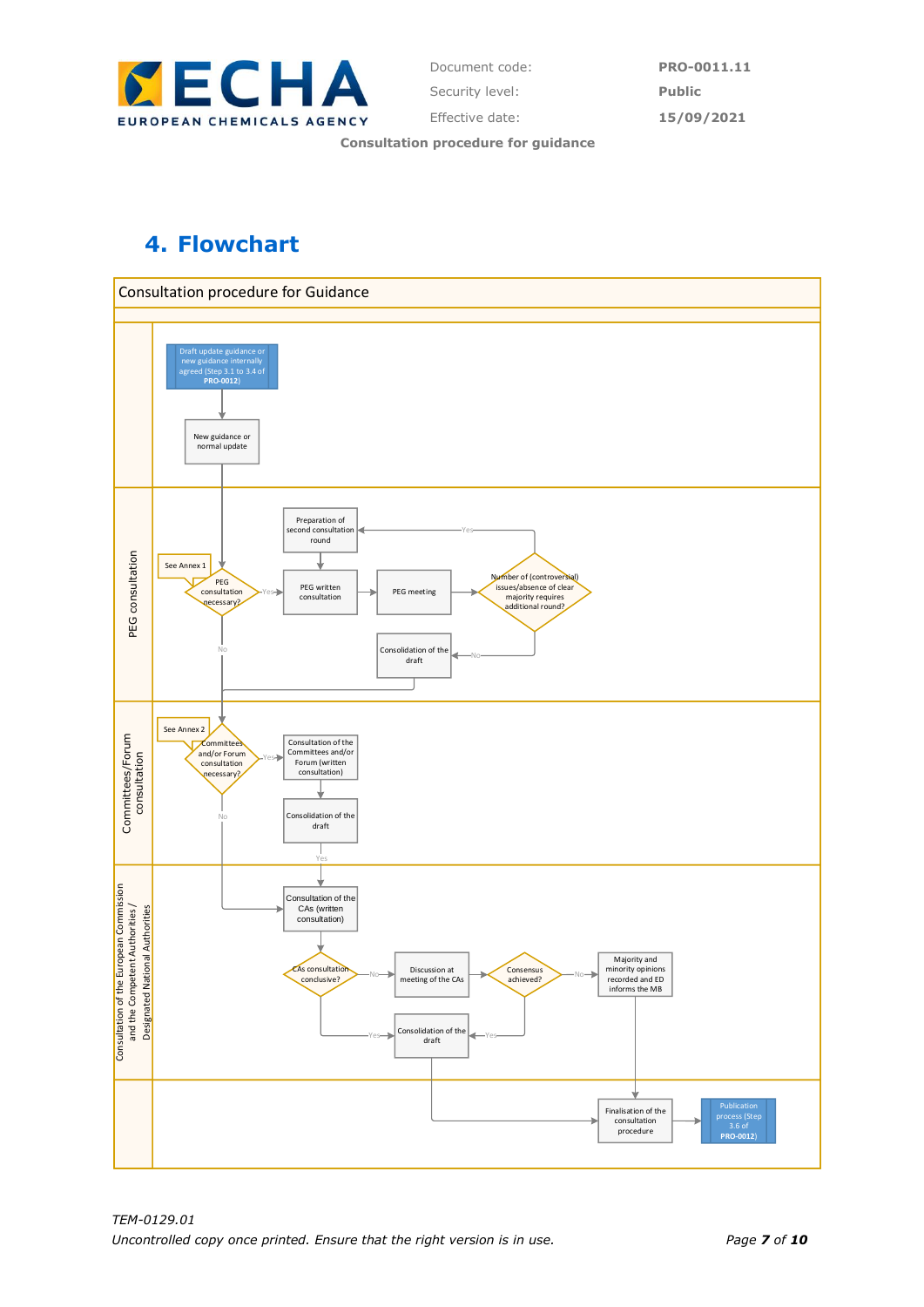# 4. Flowchart

**Consultation procedure for Guidance**

*(Swimlanes: PEG consultation; Committees/Forum consultation; Consultation of the European Commission and the Competent Authorities / Designated National Authorities)*

- Draft update guidance or new guidance internally agreed (Step 3.1 to 3.4 of **PRO-0012**)
- New guidance or normal update

**PEG consultation**

- PEG consultation necessary? (See Annex 1)
  - Yes → PEG written consultation → PEG meeting → Number of (controversial) issues/absence of clear majority requires additional round?
    - Yes → Preparation of second consultation round → PEG written consultation
    - No → Consolidation of the draft → Committees and/or Forum consultation necessary?
  - No → Committees and/or Forum consultation necessary?

**Committees/Forum consultation**

- Committees and/or Forum consultation necessary? (See Annex 2)
  - Yes → Consultation of the Committees and/or Forum (written consultation) → Consolidation of the draft → Consultation of the CAs (written consultation)
  - No → Consultation of the CAs (written consultation)

**Consultation of the European Commission and the Competent Authorities / Designated National Authorities**

- Consultation of the CAs (written consultation) → CAs consultation conclusive?
  - Yes → Consolidation of the draft
  - No → Discussion at meeting of the CAs → Consensus achieved?
    - Yes → Consolidation of the draft
    - No → Majority and minority opinions recorded and ED informs the MB → Finalisation of the consultation procedure
- Consolidation of the draft → Finalisation of the consultation procedure
- Finalisation of the consultation procedure → Publication process (Step 3.6 of **PRO-0012**)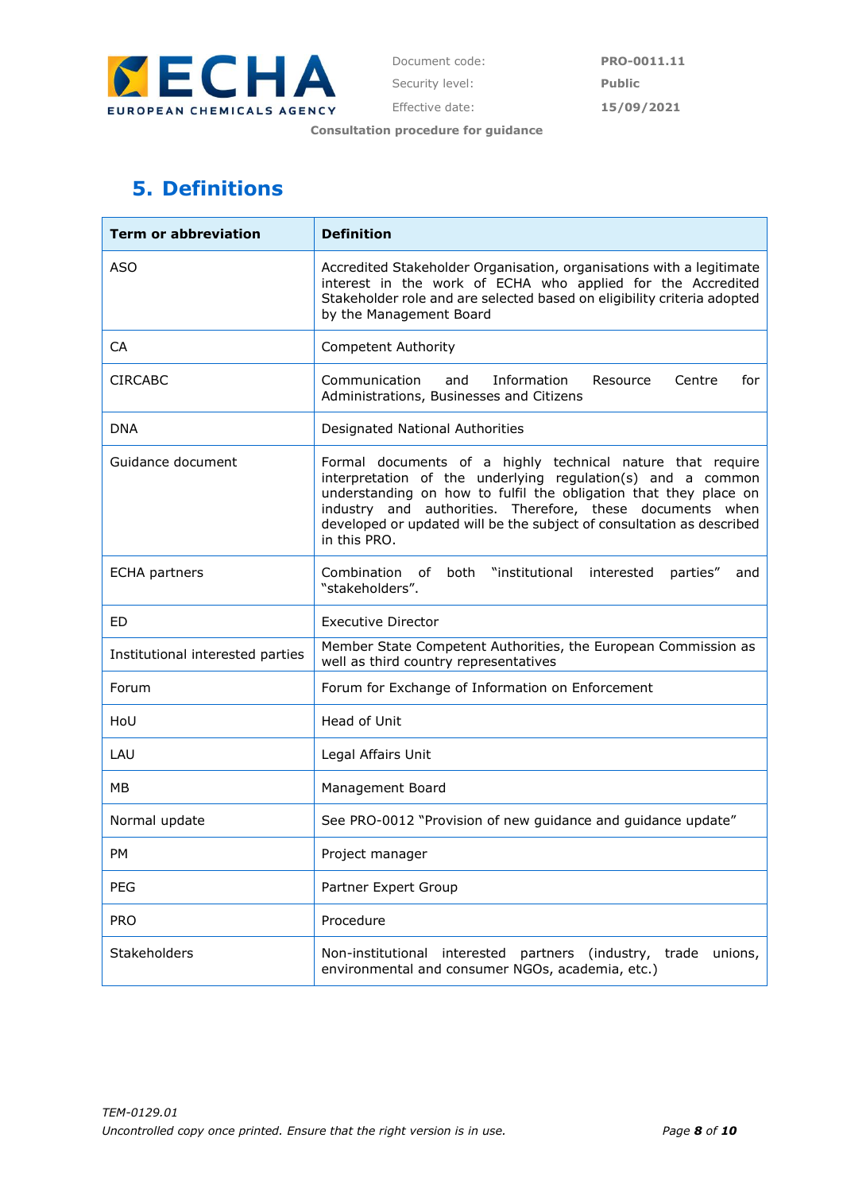## 5. Definitions

| Term or abbreviation | Definition |
| --- | --- |
| ASO | Accredited Stakeholder Organisation, organisations with a legitimate interest in the work of ECHA who applied for the Accredited Stakeholder role and are selected based on eligibility criteria adopted by the Management Board |
| CA | Competent Authority |
| CIRCABC | Communication and Information Resource Centre for Administrations, Businesses and Citizens |
| DNA | Designated National Authorities |
| Guidance document | Formal documents of a highly technical nature that require interpretation of the underlying regulation(s) and a common understanding on how to fulfil the obligation that they place on industry and authorities. Therefore, these documents when developed or updated will be the subject of consultation as described in this PRO. |
| ECHA partners | Combination of both "institutional interested parties" and "stakeholders". |
| ED | Executive Director |
| Institutional interested parties | Member State Competent Authorities, the European Commission as well as third country representatives |
| Forum | Forum for Exchange of Information on Enforcement |
| HoU | Head of Unit |
| LAU | Legal Affairs Unit |
| MB | Management Board |
| Normal update | See PRO-0012 "Provision of new guidance and guidance update" |
| PM | Project manager |
| PEG | Partner Expert Group |
| PRO | Procedure |
| Stakeholders | Non-institutional interested partners (industry, trade unions, environmental and consumer NGOs, academia, etc.) |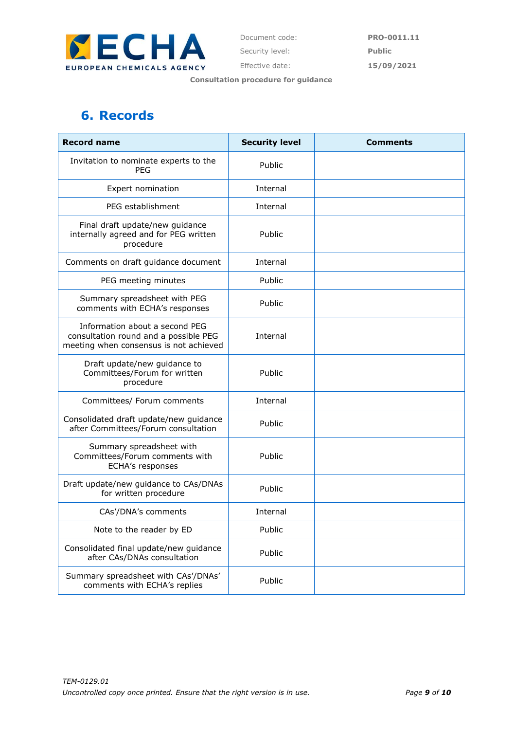## 6. Records

| Record name | Security level | Comments |
|---|---|---|
| Invitation to nominate experts to the PEG | Public | |
| Expert nomination | Internal | |
| PEG establishment | Internal | |
| Final draft update/new guidance internally agreed and for PEG written procedure | Public | |
| Comments on draft guidance document | Internal | |
| PEG meeting minutes | Public | |
| Summary spreadsheet with PEG comments with ECHA's responses | Public | |
| Information about a second PEG consultation round and a possible PEG meeting when consensus is not achieved | Internal | |
| Draft update/new guidance to Committees/Forum for written procedure | Public | |
| Committees/ Forum comments | Internal | |
| Consolidated draft update/new guidance after Committees/Forum consultation | Public | |
| Summary spreadsheet with Committees/Forum comments with ECHA's responses | Public | |
| Draft update/new guidance to CAs/DNAs for written procedure | Public | |
| CAs'/DNA's comments | Internal | |
| Note to the reader by ED | Public | |
| Consolidated final update/new guidance after CAs/DNAs consultation | Public | |
| Summary spreadsheet with CAs'/DNAs' comments with ECHA's replies | Public | |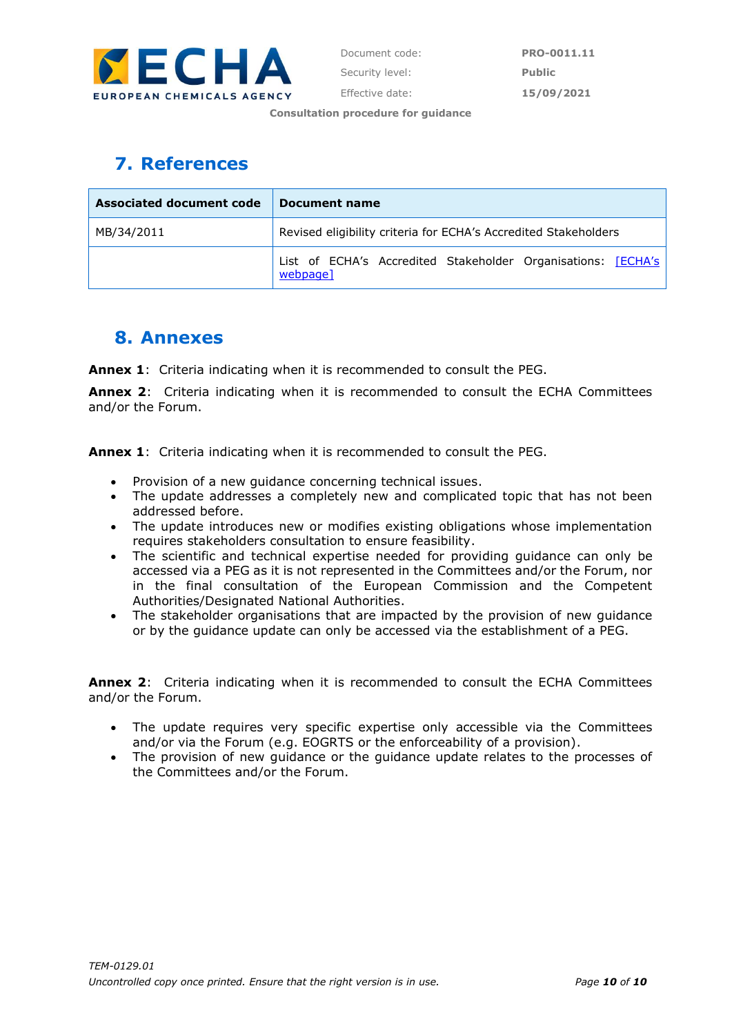## 7. References

| Associated document code | Document name |
|---|---|
| MB/34/2011 | Revised eligibility criteria for ECHA's Accredited Stakeholders |
| | List of ECHA's Accredited Stakeholder Organisations: [ECHA's webpage] |

## 8. Annexes

**Annex 1**: Criteria indicating when it is recommended to consult the PEG.

**Annex 2**: Criteria indicating when it is recommended to consult the ECHA Committees and/or the Forum.

**Annex 1**: Criteria indicating when it is recommended to consult the PEG.

- Provision of a new guidance concerning technical issues.
- The update addresses a completely new and complicated topic that has not been addressed before.
- The update introduces new or modifies existing obligations whose implementation requires stakeholders consultation to ensure feasibility.
- The scientific and technical expertise needed for providing guidance can only be accessed via a PEG as it is not represented in the Committees and/or the Forum, nor in the final consultation of the European Commission and the Competent Authorities/Designated National Authorities.
- The stakeholder organisations that are impacted by the provision of new guidance or by the guidance update can only be accessed via the establishment of a PEG.

**Annex 2**: Criteria indicating when it is recommended to consult the ECHA Committees and/or the Forum.

- The update requires very specific expertise only accessible via the Committees and/or via the Forum (e.g. EOGRTS or the enforceability of a provision).
- The provision of new guidance or the guidance update relates to the processes of the Committees and/or the Forum.